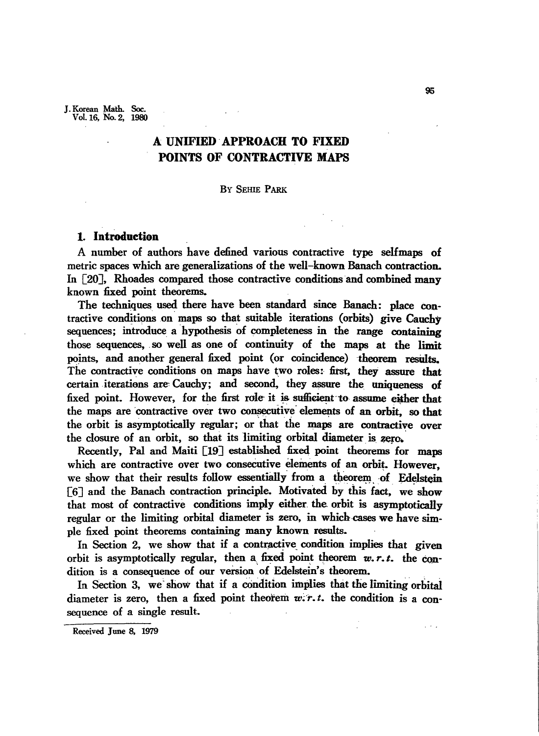# A UNIFIED APPROACH TO FIXED POINTS OF CONTRACTIVE MAPS

By SEHIE PARK

## 1. Introduction

A number of authors have defined various contractive type selfmaps of metric spaces which are generalizations of the well-known Banach contraction. In [20], Rhoades compared those contractive conditions and combined many known fixed point theorems.

The techniques used there have been standard since Banach: place contractive conditions on maps so that suitable iterations (orbits) give Cauchy sequences; introduce a hypothesis of completeness in the range containing those sequences, so well as one of continuity of the maps at the limit points, and another general fixed point (or coincidence) theorem results. The contractive conditions on maps have two roles: first, they assure that certain iterations are Cauchy; and second, they assure the uniqueness of fixed point. However, for the first rôle it is sufficient to assume either that the maps are contractive over two consecutive elements of an orbit, so that the orbit is asymptotically regular; or that the maps are contractive over the closure of an orbit, so that its limiting orbital diameter is zero.

Recently, Pal and Maiti [19] established fixed point theorems for maps which are contractive over two consecutive elements of an orbit. However, we show that their results follow essentially from a theorem of Edelstein [6] and the Banach contraction principle. Motivated by this fact, we show that most of contractive conditions imply either the orbit is asymptotically regular or the limiting orbital diameter is zero, in which cases we have simple fixed point theorems containing many known results.

In Section 2, we show that if a contractive condition implies that given orbit is asymptotically regular, then a fixed point theorem *w.r.t.* the condition is a consequence of our version of Edelstein's theorem.

In Section 3, we show that if a condition implies that the limiting orbital diameter is zero, then a fixed point theorem *w.r.t.* the condition is a consequence of a single result.

Received June 8, 1979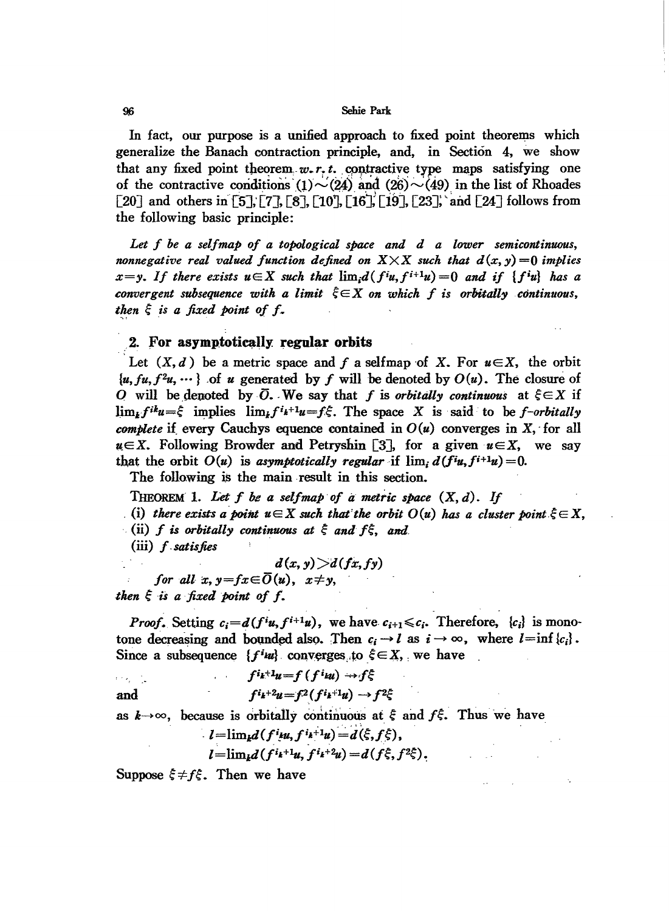In fact, our purpose is a unified approach to fixed point theorems which generalize the Banach contraction principle, and, in Section 4, we show that any fixed point theorem *w.r.t.* contractive type maps satisfying one of the contractive conditions (1)~(24) and (26)~(49) in the list of Rhoades [20] and others in [5], [7], [8], [10], [16], [19], [23], and [24] follows from the following basic principle:

*Let $f$ be a selfmap of a topological space and $d$ a lower semicontinuous, nonnegative real valued function defined on $X \times X$ such that $d(x,y)=0$ implies $x=y$. If there exists $u \in X$ such that $\lim_i d(f^i u, f^{i+1}u)=0$ and if $\{f^i u\}$ has a convergent subsequence with a limit $\xi \in X$ on which $f$ is orbitally continuous, then $\xi$ is a fixed point of $f$.*

## 2. For asymptotically regular orbits

Let $(X,d)$ be a metric space and $f$ a selfmap of $X$. For $u \in X$, the orbit $\{u, fu, f^2u, \cdots\}$ of $u$ generated by $f$ will be denoted by $O(u)$. The closure of $O$ will be denoted by $\bar{O}$. We say that $f$ is *orbitally continuous* at $\xi \in X$ if $\lim_k f^{i_k}u=\xi$ implies $\lim_k f^{i_k+1}u=f\xi$. The space $X$ is said to be *f-orbitally complete* if every Cauchys equence contained in $O(u)$ converges in $X$, for all $u \in X$. Following Browder and Petryshin [3], for a given $u \in X$, we say that the orbit $O(u)$ is *asymptotically regular* if $\lim_i d(f^i u, f^{i+1}u)=0$.

The following is the main result in this section.

THEOREM 1. *Let $f$ be a selfmap of a metric space $(X,d)$. If*

(i) *there exists a point $u \in X$ such that the orbit $O(u)$ has a cluster point $\xi \in X$,*

(ii) *$f$ is orbitally continuous at $\xi$ and $f\xi$, and*

(iii) *$f$ satisfies*

$$d(x,y) > d(fx,fy)$$

*for all $x, y=fx \in \bar{O}(u)$, $x \neq y$,*

*then $\xi$ is a fixed point of $f$.*

*Proof.* Setting $c_i=d(f^i u, f^{i+1}u)$, we have $c_{i+1} \leqslant c_i$. Therefore, $\{c_i\}$ is monotone decreasing and bounded also. Then $c_i \to l$ as $i \to \infty$, where $l=\inf\{c_i\}$. Since a subsequence $\{f^{i_k}u\}$ converges to $\xi \in X$, we have

$$f^{i_k+1}u=f(f^{i_k}u) \to f\xi$$

and

$$f^{i_k+2}u=f^2(f^{i_k+1}u) \to f^2\xi$$

as $k \to \infty$, because is orbitally continuous at $\xi$ and $f\xi$. Thus we have

$$l=\lim_k d(f^{i_k}u, f^{i_k+1}u)=d(\xi, f\xi),$$

$$l=\lim_k d(f^{i_k+1}u, f^{i_k+2}u)=d(f\xi, f^2\xi).$$

Suppose $\xi \neq f\xi$. Then we have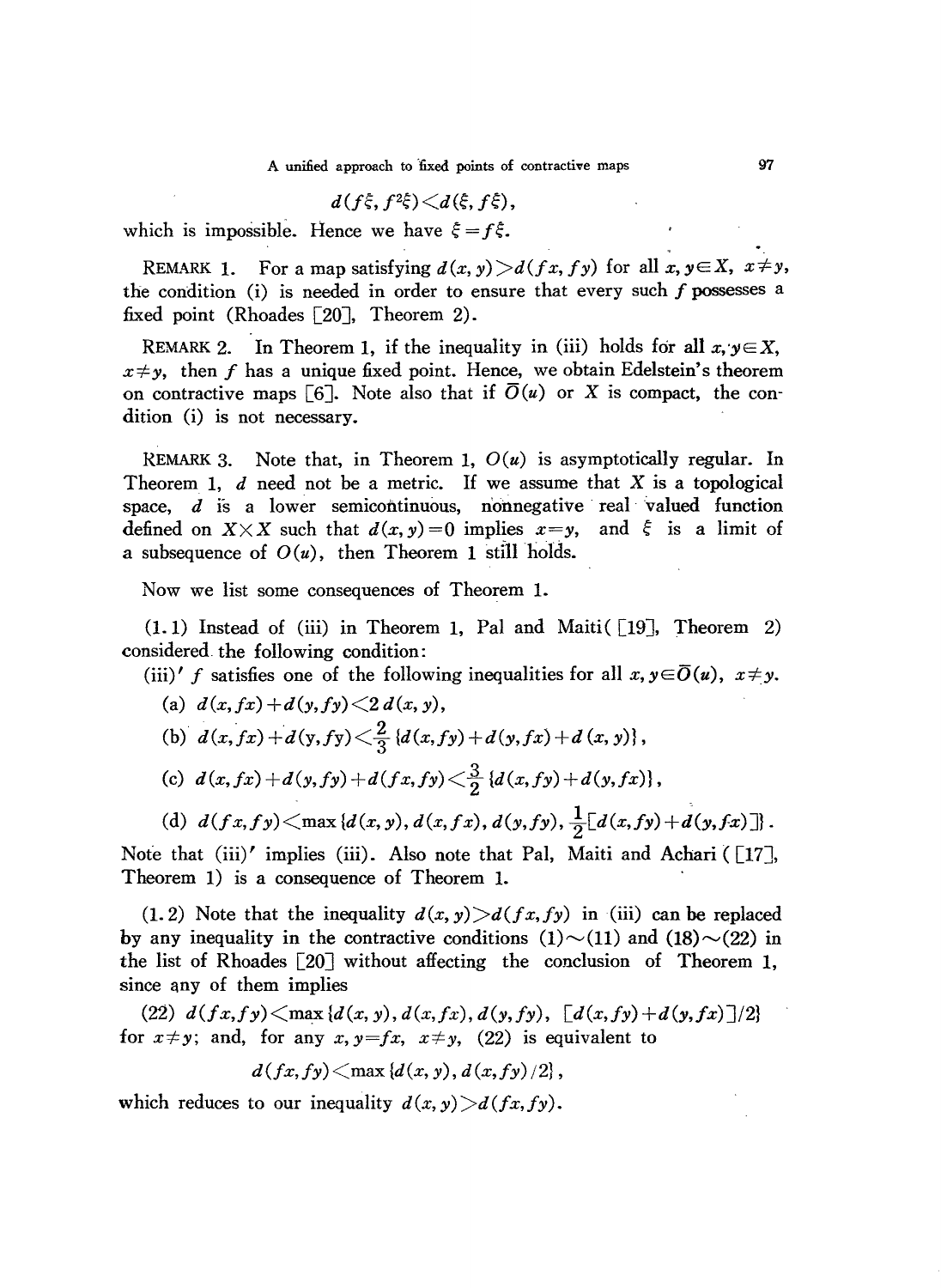$$d(f\xi, f^2\xi) < d(\xi, f\xi),$$

which is impossible. Hence we have $\xi = f\xi$.

REMARK 1. For a map satisfying $d(x, y) > d(fx, fy)$ for all $x, y \in X$, $x \neq y$, the condition (i) is needed in order to ensure that every such $f$ possesses a fixed point (Rhoades [20], Theorem 2).

REMARK 2. In Theorem 1, if the inequality in (iii) holds for all $x, y \in X$, $x \neq y$, then $f$ has a unique fixed point. Hence, we obtain Edelstein's theorem on contractive maps [6]. Note also that if $\bar{O}(u)$ or $X$ is compact, the condition (i) is not necessary.

REMARK 3. Note that, in Theorem 1, $O(u)$ is asymptotically regular. In Theorem 1, $d$ need not be a metric. If we assume that $X$ is a topological space, $d$ is a lower semicontinuous, nonnegative real valued function defined on $X \times X$ such that $d(x, y) = 0$ implies $x = y$, and $\xi$ is a limit of a subsequence of $O(u)$, then Theorem 1 still holds.

Now we list some consequences of Theorem 1.

(1.1) Instead of (iii) in Theorem 1, Pal and Maiti ([19], Theorem 2) considered the following condition:

(iii)′ $f$ satisfies one of the following inequalities for all $x, y \in \bar{O}(u)$, $x \neq y$.

(a) $d(x, fx) + d(y, fy) < 2\, d(x, y)$,

(b) $d(x, fx) + d(y, fy) < \frac{2}{3} \{d(x, fy) + d(y, fx) + d(x, y)\}$,

(c) $d(x, fx) + d(y, fy) + d(fx, fy) < \frac{3}{2} \{d(x, fy) + d(y, fx)\}$,

(d) $d(fx, fy) < \max \{d(x, y), d(x, fx), d(y, fy), \frac{1}{2}[d(x, fy) + d(y, fx)]\}$.

Note that (iii)′ implies (iii). Also note that Pal, Maiti and Achari ([17], Theorem 1) is a consequence of Theorem 1.

(1.2) Note that the inequality $d(x, y) > d(fx, fy)$ in (iii) can be replaced by any inequality in the contractive conditions (1)~(11) and (18)~(22) in the list of Rhoades [20] without affecting the conclusion of Theorem 1, since any of them implies

(22) $d(fx, fy) < \max \{d(x, y), d(x, fx), d(y, fy), [d(x, fy) + d(y, fx)]/2\}$

for $x \neq y$; and, for any $x, y = fx$, $x \neq y$, (22) is equivalent to

$$d(fx, fy) < \max \{d(x, y), d(x, fy)/2\},$$

which reduces to our inequality $d(x, y) > d(fx, fy)$.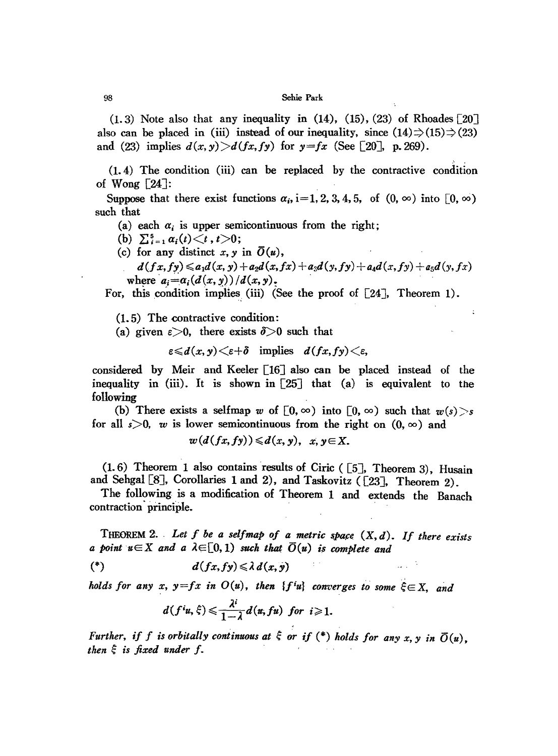(1.3) Note also that any inequality in (14), (15), (23) of Rhoades [20] also can be placed in (iii) instead of our inequality, since (14)$\Rightarrow$(15)$\Rightarrow$(23) and (23) implies $d(x,y)>d(fx,fy)$ for $y=fx$ (See [20], p. 269).

(1.4) The condition (iii) can be replaced by the contractive condition of Wong [24]:

Suppose that there exist functions $\alpha_i$, $i=1,2,3,4,5$, of $(0,\infty)$ into $[0,\infty)$ such that

(a) each $\alpha_i$ is upper semicontinuous from the right;

(b) $\sum_{i=1}^{5}\alpha_i(t)<t$, $t>0$;

(c) for any distinct $x, y$ in $\bar{O}(u)$,

$d(fx,fy)\leqslant a_1d(x,y)+a_2d(x,fx)+a_3d(y,fy)+a_4d(x,fy)+a_5d(y,fx)$ where $a_i=\alpha_i(d(x,y))/d(x,y)$.

For, this condition implies (iii) (See the proof of [24], Theorem 1).

(1.5) The contractive condition:

(a) given $\varepsilon>0$, there exists $\delta>0$ such that

$$\varepsilon\leqslant d(x,y)<\varepsilon+\delta \quad\text{implies}\quad d(fx,fy)<\varepsilon,$$

considered by Meir and Keeler [16] also can be placed instead of the inequality in (iii). It is shown in [25] that (a) is equivalent to the following

(b) There exists a selfmap $w$ of $[0,\infty)$ into $[0,\infty)$ such that $w(s)>s$ for all $s>0$, $w$ is lower semicontinuous from the right on $(0,\infty)$ and

$$w(d(fx,fy))\leqslant d(x,y),\quad x,y\in X.$$

(1.6) Theorem 1 also contains results of Ciric ([5], Theorem 3), Husain and Sehgal [8], Corollaries 1 and 2), and Taskovitz ([23], Theorem 2).

The following is a modification of Theorem 1 and extends the Banach contraction principle.

THEOREM 2. *Let $f$ be a selfmap of a metric space $(X,d)$. If there exists a point $u\in X$ and a $\lambda\in[0,1)$ such that $\bar{O}(u)$ is complete and*

$$(*)\qquad d(fx,fy)\leqslant\lambda\, d(x,y)$$

*holds for any $x$, $y=fx$ in $O(u)$, then $\{f^iu\}$ converges to some $\xi\in X$, and*

$$d(f^iu,\xi)\leqslant\frac{\lambda^i}{1-\lambda}d(u,fu)\ \text{for}\ i\geqslant 1.$$

*Further, if $f$ is orbitally continuous at $\xi$ or if $(*)$ holds for any $x, y$ in $\bar{O}(u)$, then $\xi$ is fixed under $f$.*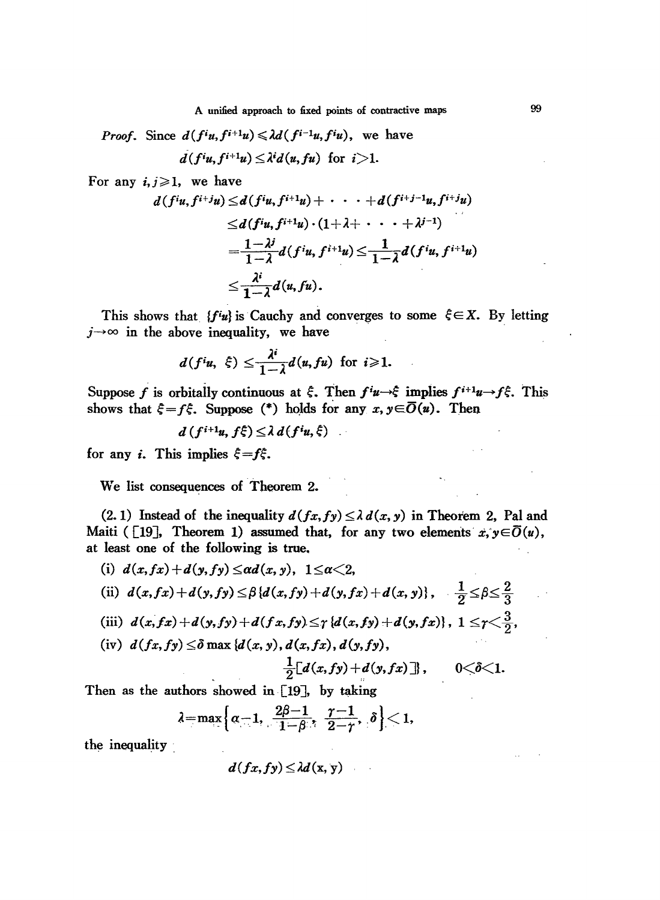*Proof.* Since $d(f^i u, f^{i+1}u) \leqslant \lambda d(f^{i-1}u, f^i u)$, we have

$$d(f^i u, f^{i+1}u) \leq \lambda^i d(u, fu) \text{ for } i > 1.$$

For any $i, j \geqslant 1$, we have

$$\begin{aligned} d(f^i u, f^{i+j}u) &\leq d(f^i u, f^{i+1}u) + \cdots + d(f^{i+j-1}u, f^{i+j}u) \\ &\leq d(f^i u, f^{i+1}u) \cdot (1 + \lambda + \cdots + \lambda^{j-1}) \\ &= \frac{1-\lambda^j}{1-\lambda} d(f^i u, f^{i+1}u) \leq \frac{1}{1-\lambda} d(f^i u, f^{i+1}u) \\ &\leq \frac{\lambda^i}{1-\lambda} d(u, fu). \end{aligned}$$

This shows that $\{f^i u\}$ is Cauchy and converges to some $\xi \in X$. By letting $j \to \infty$ in the above inequality, we have

$$d(f^i u, \xi) \leq \frac{\lambda^i}{1-\lambda} d(u, fu) \text{ for } i \geqslant 1.$$

Suppose $f$ is orbitally continuous at $\xi$. Then $f^i u \to \xi$ implies $f^{i+1}u \to f\xi$. This shows that $\xi = f\xi$. Suppose (*) holds for any $x, y \in \overline{O}(u)$. Then

$$d(f^{i+1}u, f\xi) \leq \lambda d(f^i u, \xi)$$

for any $i$. This implies $\xi = f\xi$.

We list consequences of Theorem 2.

(2.1) Instead of the inequality $d(fx, fy) \leq \lambda d(x, y)$ in Theorem 2, Pal and Maiti ([19], Theorem 1) assumed that, for any two elements $x, y \in \overline{O}(u)$, at least one of the following is true.

(i) $d(x, fx) + d(y, fy) \leq \alpha d(x, y), \quad 1 \leq \alpha < 2,$

(ii) $d(x, fx) + d(y, fy) \leq \beta \{d(x, fy) + d(y, fx) + d(x, y)\}, \quad \frac{1}{2} \leq \beta \leq \frac{2}{3}$

(iii) $d(x, fx) + d(y, fy) + d(fx, fy) \leq \gamma \{d(x, fy) + d(y, fx)\}, \quad 1 \leq \gamma < \frac{3}{2},$

(iv) $d(fx, fy) \leq \delta \max \{d(x, y), d(x, fx), d(y, fy), \frac{1}{2}[d(x, fy) + d(y, fx)]\}, \quad 0 < \delta < 1.$

Then as the authors showed in [19], by taking

$$\lambda = \max\left\{\alpha - 1, \frac{2\beta - 1}{1-\beta}, \frac{\gamma - 1}{2-\gamma}, \delta\right\} < 1,$$

the inequality

$$d(fx, fy) \leq \lambda d(x, y)$$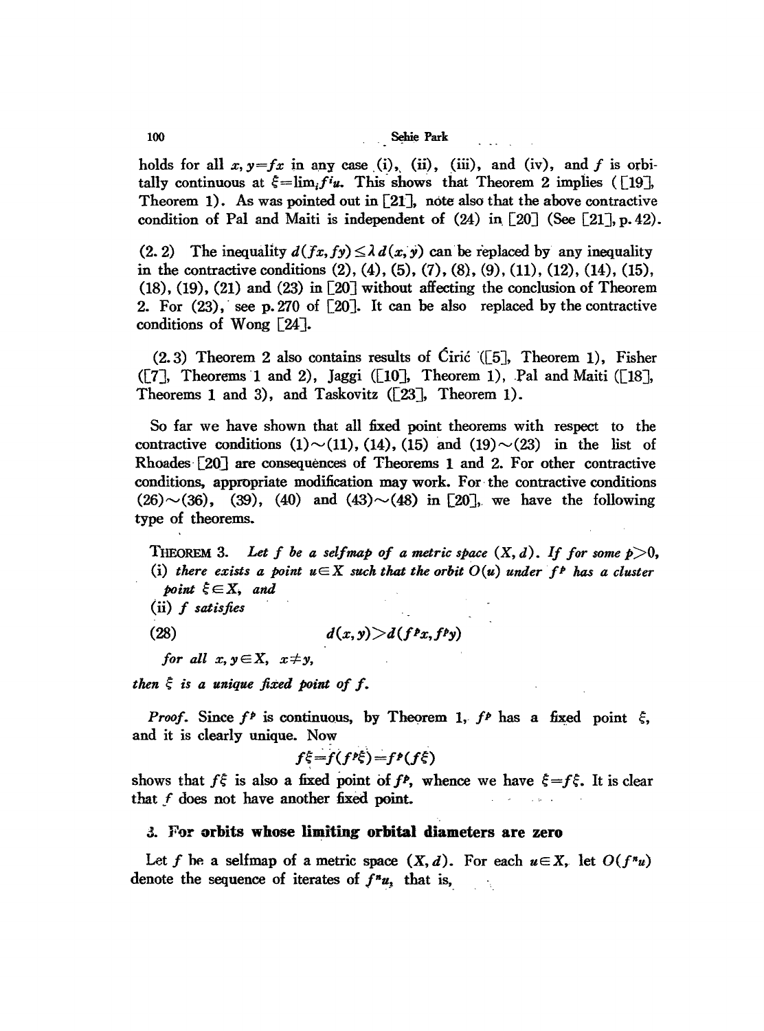holds for all $x, y=fx$ in any case (i), (ii), (iii), and (iv), and $f$ is orbitally continuous at $\xi=\lim_i f^i u$. This shows that Theorem 2 implies ([19], Theorem 1). As was pointed out in [21], note also that the above contractive condition of Pal and Maiti is independent of (24) in [20] (See [21], p. 42).

(2.2) The inequality $d(fx, fy) \leq \lambda d(x, y)$ can be replaced by any inequality in the contractive conditions (2), (4), (5), (7), (8), (9), (11), (12), (14), (15), (18), (19), (21) and (23) in [20] without affecting the conclusion of Theorem 2. For (23), see p. 270 of [20]. It can be also replaced by the contractive conditions of Wong [24].

(2.3) Theorem 2 also contains results of Ćirić ([5], Theorem 1), Fisher ([7], Theorems 1 and 2), Jaggi ([10], Theorem 1), Pal and Maiti ([18], Theorems 1 and 3), and Taskovitz ([23], Theorem 1).

So far we have shown that all fixed point theorems with respect to the contractive conditions (1)~(11), (14), (15) and (19)~(23) in the list of Rhoades [20] are consequences of Theorems 1 and 2. For other contractive conditions, appropriate modification may work. For the contractive conditions (26)~(36), (39), (40) and (43)~(48) in [20], we have the following type of theorems.

THEOREM 3. *Let $f$ be a selfmap of a metric space $(X, d)$. If for some $p>0$,*

(i) *there exists a point $u \in X$ such that the orbit $O(u)$ under $f^p$ has a cluster point $\xi \in X$, and*

(ii) *$f$ satisfies*

$$d(x, y) > d(f^p x, f^p y) \tag{28}$$

*for all $x, y \in X$, $x \neq y$,*

*then $\xi$ is a unique fixed point of $f$.*

*Proof.* Since $f^p$ is continuous, by Theorem 1, $f^p$ has a fixed point $\xi$, and it is clearly unique. Now

$$f\xi = f(f^p\xi) = f^p(f\xi)$$

shows that $f\xi$ is also a fixed point of $f^p$, whence we have $\xi = f\xi$. It is clear that $f$ does not have another fixed point.

## 3. For orbits whose limiting orbital diameters are zero

Let $f$ be a selfmap of a metric space $(X, d)$. For each $u \in X$, let $O(f^n u)$ denote the sequence of iterates of $f^n u$, that is,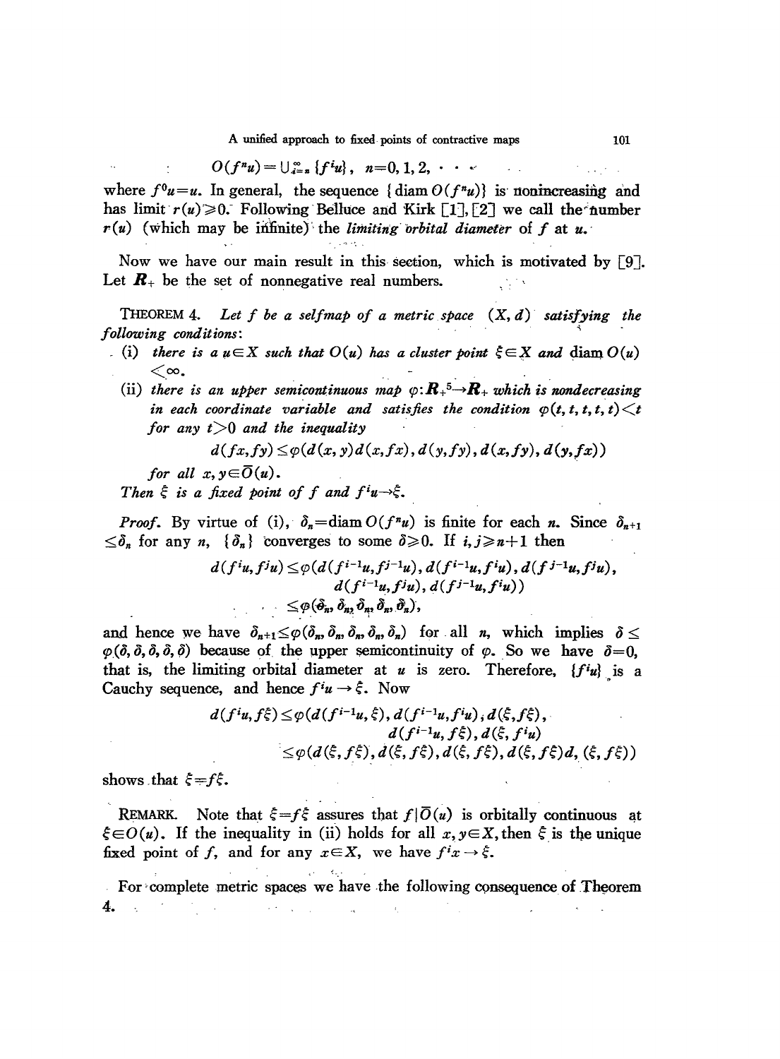$$O(f^n u) = \cup_{i=n}^{\infty} \{f^i u\}, \quad n = 0, 1, 2, \cdots$$

where $f^0 u = u$. In general, the sequence $\{\operatorname{diam} O(f^n u)\}$ is nonincreasing and has limit $r(u) \geqslant 0$. Following Belluce and Kirk [1], [2] we call the number $r(u)$ (which may be infinite) the *limiting orbital diameter* of $f$ at $u$.

Now we have our main result in this section, which is motivated by [9]. Let $\boldsymbol{R}_+$ be the set of nonnegative real numbers.

THEOREM 4. *Let $f$ be a selfmap of a metric space $(X, d)$ satisfying the following conditions*:

(i) *there is a $u \in X$ such that $O(u)$ has a cluster point $\xi \in X$ and $\operatorname{diam} O(u) < \infty$.*

(ii) *there is an upper semicontinuous map $\varphi: \boldsymbol{R}_+^5 \to \boldsymbol{R}_+$ which is nondecreasing in each coordinate variable and satisfies the condition $\varphi(t, t, t, t, t) < t$ for any $t > 0$ and the inequality*

$$d(fx, fy) \leq \varphi(d(x, y) d(x, fx), d(y, fy), d(x, fy), d(y, fx))$$

*for all $x, y \in \bar{O}(u)$.*

*Then $\xi$ is a fixed point of $f$ and $f^i u \to \xi$.*

*Proof.* By virtue of (i), $\delta_n = \operatorname{diam} O(f^n u)$ is finite for each $n$. Since $\delta_{n+1} \leq \delta_n$ for any $n$, $\{\delta_n\}$ converges to some $\delta \geqslant 0$. If $i, j \geqslant n+1$ then

$$\begin{aligned} d(f^i u, f^j u) &\leq \varphi(d(f^{i-1}u, f^{j-1}u), d(f^{i-1}u, f^i u), d(f^{j-1}u, f^j u), \\ &\qquad d(f^{i-1}u, f^j u), d(f^{j-1}u, f^i u)) \\ &\leq \varphi(\delta_n, \delta_n, \delta_n, \delta_n, \delta_n), \end{aligned}$$

and hence we have $\delta_{n+1} \leq \varphi(\delta_n, \delta_n, \delta_n, \delta_n, \delta_n)$ for all $n$, which implies $\delta \leq \varphi(\delta, \delta, \delta, \delta, \delta)$ because of the upper semicontinuity of $\varphi$. So we have $\delta = 0$, that is, the limiting orbital diameter at $u$ is zero. Therefore, $\{f^i u\}$ is a Cauchy sequence, and hence $f^i u \to \xi$. Now

$$\begin{aligned} d(f^i u, f\xi) &\leq \varphi(d(f^{i-1}u, \xi), d(f^{i-1}u, f^i u), d(\xi, f\xi), \\ &\qquad d(f^{i-1}u, f\xi), d(\xi, f^i u)) \\ &\leq \varphi(d(\xi, f\xi), d(\xi, f\xi), d(\xi, f\xi), d(\xi, f\xi) d, (\xi, f\xi)) \end{aligned}$$

shows that $\xi = f\xi$.

REMARK. Note that $\xi = f\xi$ assures that $f | \bar{O}(u)$ is orbitally continuous at $\xi \in O(u)$. If the inequality in (ii) holds for all $x, y \in X$, then $\xi$ is the unique fixed point of $f$, and for any $x \in X$, we have $f^i x \to \xi$.

For complete metric spaces we have the following consequence of Theorem 4.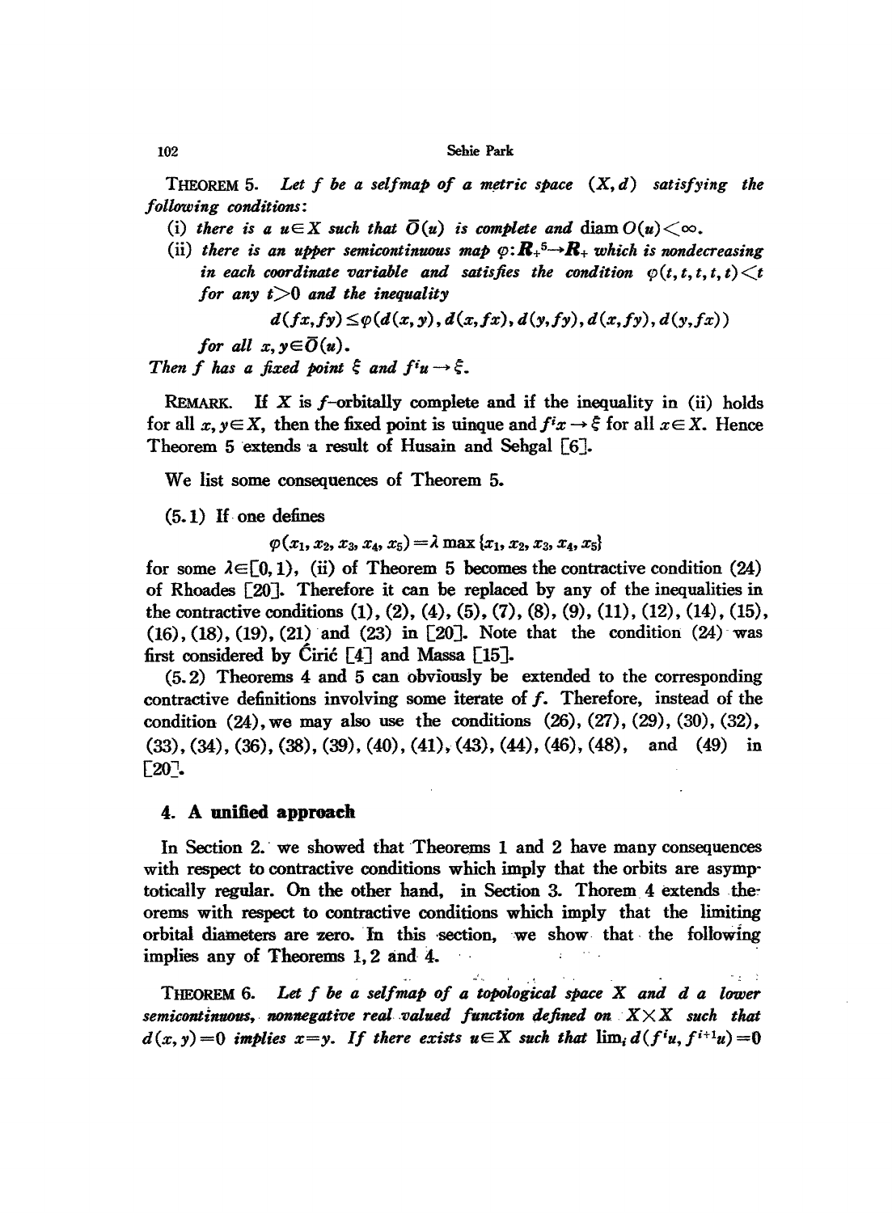**THEOREM 5.** *Let $f$ be a selfmap of a metric space $(X, d)$ satisfying the following conditions:*

(i) *there is a $u \in X$ such that $\bar{O}(u)$ is complete and* $\operatorname{diam} O(u) < \infty$.

(ii) *there is an upper semicontinuous map $\varphi: \mathbf{R}_+^5 \to \mathbf{R}_+$ which is nondecreasing in each coordinate variable and satisfies the condition $\varphi(t, t, t, t, t) < t$ for any $t > 0$ and the inequality*

$$d(fx, fy) \le \varphi(d(x, y), d(x, fx), d(y, fy), d(x, fy), d(y, fx))$$

*for all $x, y \in \bar{O}(u)$.*

*Then $f$ has a fixed point $\xi$ and $f^i u \to \xi$.*

REMARK. If $X$ is $f$-orbitally complete and if the inequality in (ii) holds for all $x, y \in X$, then the fixed point is uinque and $f^i x \to \xi$ for all $x \in X$. Hence Theorem 5 extends a result of Husain and Sehgal [6].

We list some consequences of Theorem 5.

(5.1) If one defines

$$\varphi(x_1, x_2, x_3, x_4, x_5) = \lambda \max\{x_1, x_2, x_3, x_4, x_5\}$$

for some $\lambda \in [0, 1)$, (ii) of Theorem 5 becomes the contractive condition (24) of Rhoades [20]. Therefore it can be replaced by any of the inequalities in the contractive conditions (1), (2), (4), (5), (7), (8), (9), (11), (12), (14), (15), (16), (18), (19), (21) and (23) in [20]. Note that the condition (24) was first considered by Ćirić [4] and Massa [15].

(5.2) Theorems 4 and 5 can obviously be extended to the corresponding contractive definitions involving some iterate of $f$. Therefore, instead of the condition (24), we may also use the conditions (26), (27), (29), (30), (32), (33), (34), (36), (38), (39), (40), (41), (43), (44), (46), (48), and (49) in [20].

## 4. A unified approach

In Section 2. we showed that Theorems 1 and 2 have many consequences with respect to contractive conditions which imply that the orbits are asymptotically regular. On the other hand, in Section 3. Thorem 4 extends theorems with respect to contractive conditions which imply that the limiting orbital diameters are zero. In this section, we show that the following implies any of Theorems 1, 2 and 4.

**THEOREM 6.** *Let $f$ be a selfmap of a topological space $X$ and $d$ a lower semicontinuous, nonnegative real valued function defined on $X \times X$ such that $d(x, y) = 0$ implies $x = y$. If there exists $u \in X$ such that $\lim_i d(f^i u, f^{i+1} u) = 0$*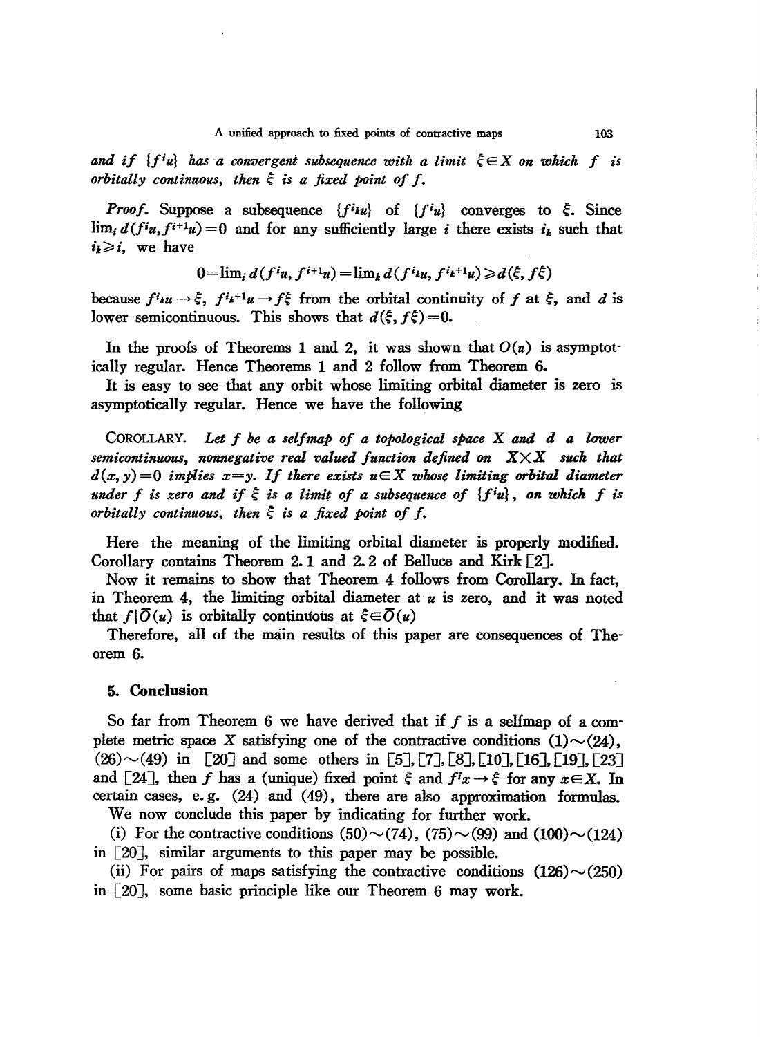*and if* $\{f^i u\}$ *has a convergent subsequence with a limit* $\xi \in X$ *on which* $f$ *is orbitally continuous, then* $\xi$ *is a fixed point of* $f$.

*Proof*. Suppose a subsequence $\{f^{i_k}u\}$ of $\{f^i u\}$ converges to $\xi$. Since $\lim_i d(f^i u, f^{i+1}u) = 0$ and for any sufficiently large $i$ there exists $i_k$ such that $i_k \geqslant i$, we have

$$0 = \lim_i d(f^i u, f^{i+1}u) = \lim_k d(f^{i_k}u, f^{i_k+1}u) \geqslant d(\xi, f\xi)$$

because $f^{i_k}u \to \xi$, $f^{i_k+1}u \to f\xi$ from the orbital continuity of $f$ at $\xi$, and $d$ is lower semicontinuous. This shows that $d(\xi, f\xi) = 0$.

In the proofs of Theorems 1 and 2, it was shown that $O(u)$ is asymptotically regular. Hence Theorems 1 and 2 follow from Theorem 6.

It is easy to see that any orbit whose limiting orbital diameter is zero is asymptotically regular. Hence we have the following

COROLLARY. *Let* $f$ *be a selfmap of a topological space* $X$ *and* $d$ *a lower semicontinuous, nonnegative real valued function defined on* $X \times X$ *such that* $d(x, y) = 0$ *implies* $x = y$. *If there exists* $u \in X$ *whose limiting orbital diameter under* $f$ *is zero and if* $\xi$ *is a limit of a subsequence of* $\{f^i u\}$, *on which* $f$ *is orbitally continuous, then* $\xi$ *is a fixed point of* $f$.

Here the meaning of the limiting orbital diameter is properly modified. Corollary contains Theorem 2.1 and 2.2 of Belluce and Kirk [2].

Now it remains to show that Theorem 4 follows from Corollary. In fact, in Theorem 4, the limiting orbital diameter at $u$ is zero, and it was noted that $f|\bar{O}(u)$ is orbitally continuous at $\xi \in \bar{O}(u)$

Therefore, all of the main results of this paper are consequences of Theorem 6.

## 5. Conclusion

So far from Theorem 6 we have derived that if $f$ is a selfmap of a complete metric space $X$ satisfying one of the contractive conditions (1)~(24), (26)~(49) in [20] and some others in [5], [7], [8], [10], [16], [19], [23] and [24], then $f$ has a (unique) fixed point $\xi$ and $f^i x \to \xi$ for any $x \in X$. In certain cases, e.g. (24) and (49), there are also approximation formulas.

We now conclude this paper by indicating for further work.

(i) For the contractive conditions (50)~(74), (75)~(99) and (100)~(124) in [20], similar arguments to this paper may be possible.

(ii) For pairs of maps satisfying the contractive conditions (126)~(250) in [20], some basic principle like our Theorem 6 may work.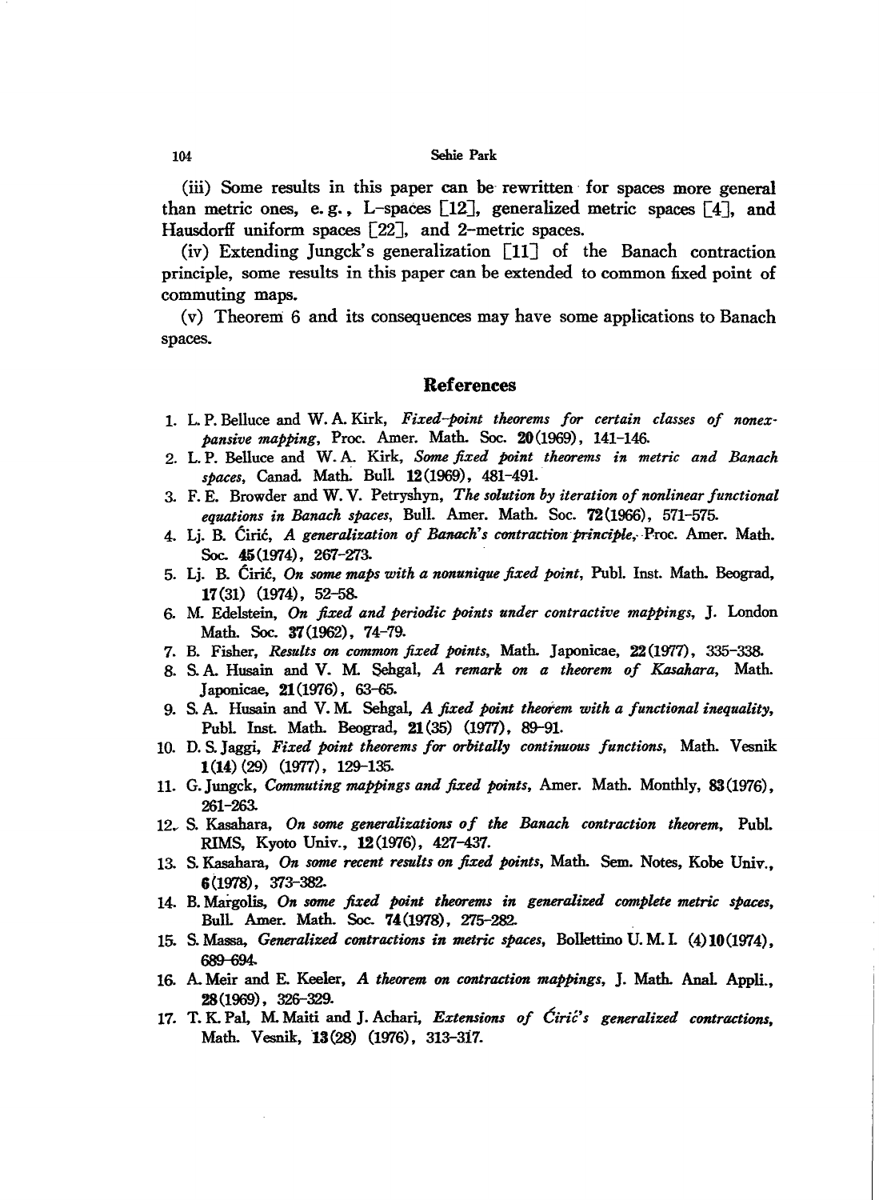(iii) Some results in this paper can be rewritten for spaces more general than metric ones, e. g., L-spaces [12], generalized metric spaces [4], and Hausdorff uniform spaces [22], and 2-metric spaces.

(iv) Extending Jungck's generalization [11] of the Banach contraction principle, some results in this paper can be extended to common fixed point of commuting maps.

(v) Theorem 6 and its consequences may have some applications to Banach spaces.

## References

1. L. P. Belluce and W. A. Kirk, *Fixed-point theorems for certain classes of nonexpansive mapping*, Proc. Amer. Math. Soc. **20** (1969), 141–146.
2. L. P. Belluce and W. A. Kirk, *Some fixed point theorems in metric and Banach spaces*, Canad. Math. Bull. **12** (1969), 481–491.
3. F. E. Browder and W. V. Petryshyn, *The solution by iteration of nonlinear functional equations in Banach spaces*, Bull. Amer. Math. Soc. **72** (1966), 571–575.
4. Lj. B. Ćirić, *A generalization of Banach's contraction principle*, Proc. Amer. Math. Soc. **45** (1974), 267–273.
5. Lj. B. Ćirić, *On some maps with a nonunique fixed point*, Publ. Inst. Math. Beograd, **17** (31) (1974), 52–58.
6. M. Edelstein, *On fixed and periodic points under contractive mappings*, J. London Math. Soc. **37** (1962), 74–79.
7. B. Fisher, *Results on common fixed points*, Math. Japonicae, **22** (1977), 335–338.
8. S. A. Husain and V. M. Sehgal, *A remark on a theorem of Kasahara*, Math. Japonicae, **21** (1976), 63–65.
9. S. A. Husain and V. M. Sehgal, *A fixed point theorem with a functional inequality*, Publ. Inst. Math. Beograd, **21** (35) (1977), 89–91.
10. D. S. Jaggi, *Fixed point theorems for orbitally continuous functions*, Math. Vesnik **1** (**14**) (29) (1977), 129–135.
11. G. Jungck, *Commuting mappings and fixed points*, Amer. Math. Monthly, **83** (1976), 261–263.
12. S. Kasahara, *On some generalizations of the Banach contraction theorem*, Publ. RIMS, Kyoto Univ., **12** (1976), 427–437.
13. S. Kasahara, *On some recent results on fixed points*, Math. Sem. Notes, Kobe Univ., **6** (1978), 373–382.
14. B. Margolis, *On some fixed point theorems in generalized complete metric spaces*, Bull. Amer. Math. Soc. **74** (1978), 275–282.
15. S. Massa, *Generalized contractions in metric spaces*, Bollettino U. M. I. (4) **10** (1974), 689–694.
16. A. Meir and E. Keeler, *A theorem on contraction mappings*, J. Math. Anal. Appli., **28** (1969), 326–329.
17. T. K. Pal, M. Maiti and J. Achari, *Extensions of Ćirić's generalized contractions*, Math. Vesnik, **13** (28) (1976), 313–317.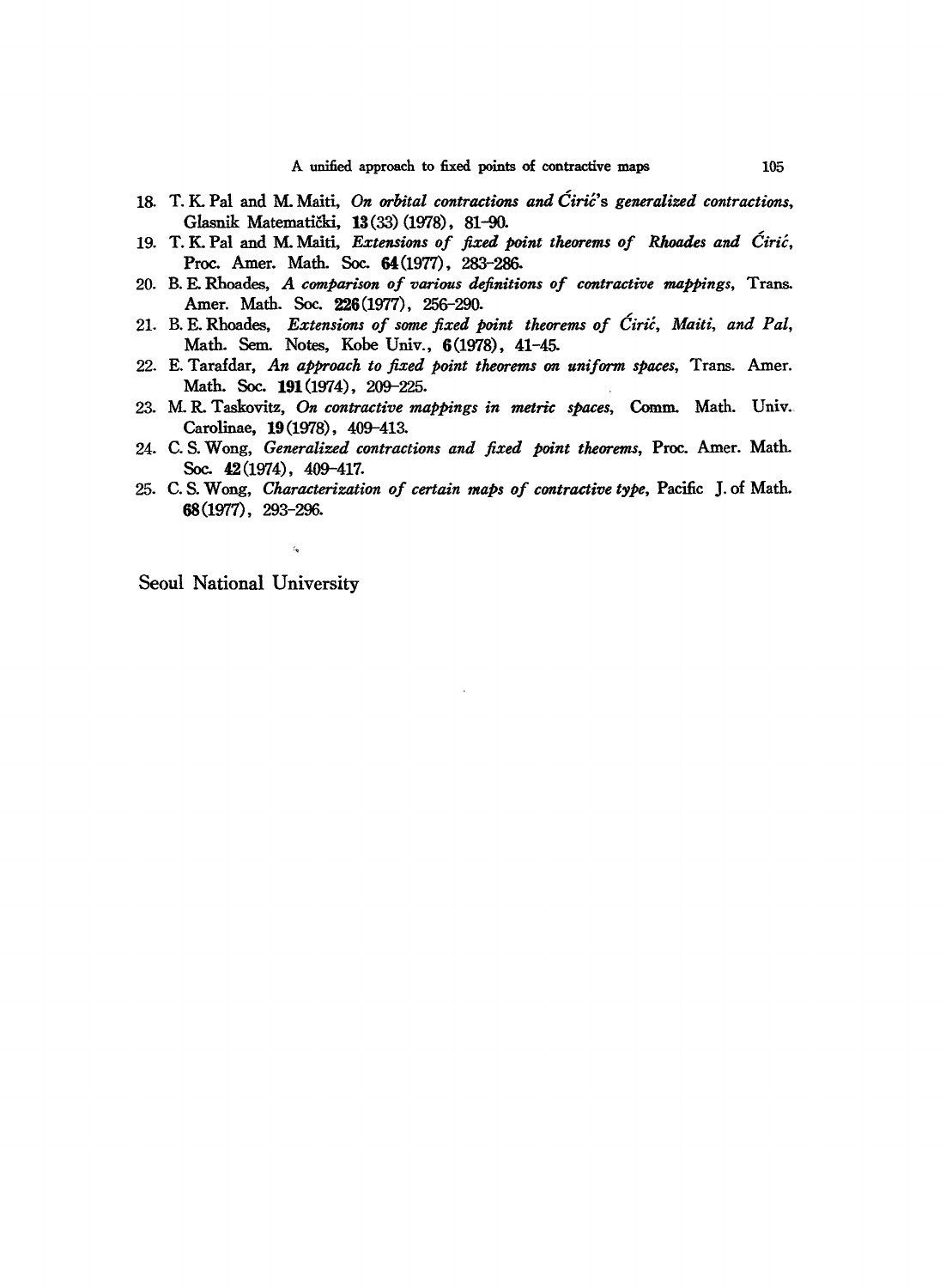18. T. K. Pal and M. Maiti, *On orbital contractions and Ćirić's generalized contractions*, Glasnik Matematički, **13** (33) (1978), 81–90.
19. T. K. Pal and M. Maiti, *Extensions of fixed point theorems of Rhoades and Ćirić*, Proc. Amer. Math. Soc. **64** (1977), 283–286.
20. B. E. Rhoades, *A comparison of various definitions of contractive mappings*, Trans. Amer. Math. Soc. **226** (1977), 256–290.
21. B. E. Rhoades, *Extensions of some fixed point theorems of Ćirić, Maiti, and Pal*, Math. Sem. Notes, Kobe Univ., **6** (1978), 41–45.
22. E. Tarafdar, *An approach to fixed point theorems on uniform spaces*, Trans. Amer. Math. Soc. **191** (1974), 209–225.
23. M. R. Taskovitz, *On contractive mappings in metric spaces*, Comm. Math. Univ. Carolinae, **19** (1978), 409–413.
24. C. S. Wong, *Generalized contractions and fixed point theorems*, Proc. Amer. Math. Soc. **42** (1974), 409–417.
25. C. S. Wong, *Characterization of certain maps of contractive type*, Pacific J. of Math. **68** (1977), 293–296.

Seoul National University